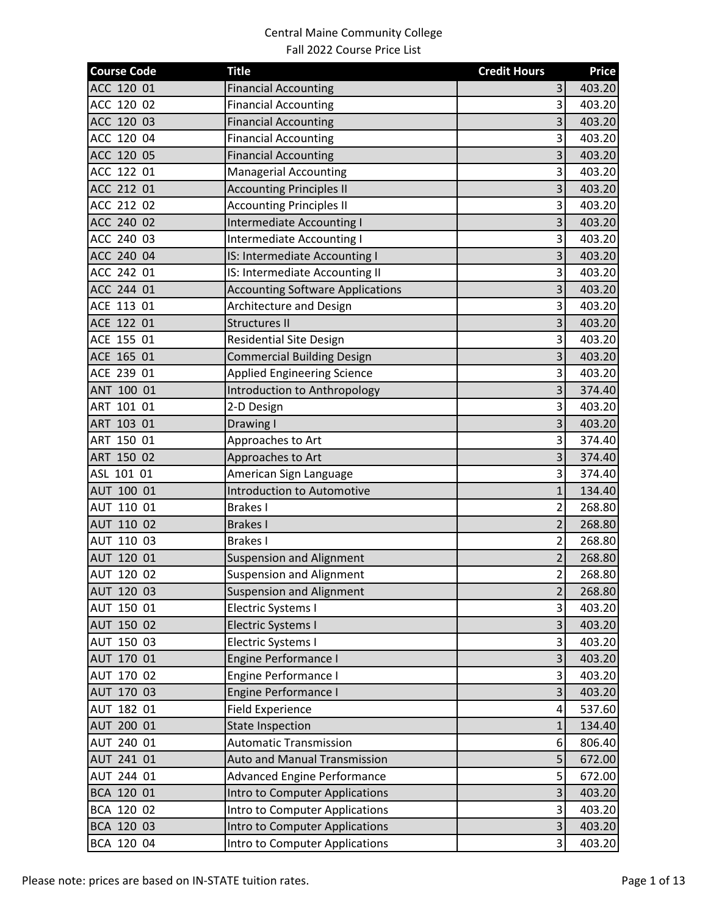Central Maine Community College
Fall 2022 Course Price List

| Course Code | Title | Credit Hours | Price |
|---|---|---|---|
| ACC 120 01 | Financial Accounting | 3 | 403.20 |
| ACC 120 02 | Financial Accounting | 3 | 403.20 |
| ACC 120 03 | Financial Accounting | 3 | 403.20 |
| ACC 120 04 | Financial Accounting | 3 | 403.20 |
| ACC 120 05 | Financial Accounting | 3 | 403.20 |
| ACC 122 01 | Managerial Accounting | 3 | 403.20 |
| ACC 212 01 | Accounting Principles II | 3 | 403.20 |
| ACC 212 02 | Accounting Principles II | 3 | 403.20 |
| ACC 240 02 | Intermediate Accounting I | 3 | 403.20 |
| ACC 240 03 | Intermediate Accounting I | 3 | 403.20 |
| ACC 240 04 | IS: Intermediate Accounting I | 3 | 403.20 |
| ACC 242 01 | IS: Intermediate Accounting II | 3 | 403.20 |
| ACC 244 01 | Accounting Software Applications | 3 | 403.20 |
| ACE 113 01 | Architecture and Design | 3 | 403.20 |
| ACE 122 01 | Structures II | 3 | 403.20 |
| ACE 155 01 | Residential Site Design | 3 | 403.20 |
| ACE 165 01 | Commercial Building Design | 3 | 403.20 |
| ACE 239 01 | Applied Engineering Science | 3 | 403.20 |
| ANT 100 01 | Introduction to Anthropology | 3 | 374.40 |
| ART 101 01 | 2-D Design | 3 | 403.20 |
| ART 103 01 | Drawing I | 3 | 403.20 |
| ART 150 01 | Approaches to Art | 3 | 374.40 |
| ART 150 02 | Approaches to Art | 3 | 374.40 |
| ASL 101 01 | American Sign Language | 3 | 374.40 |
| AUT 100 01 | Introduction to Automotive | 1 | 134.40 |
| AUT 110 01 | Brakes I | 2 | 268.80 |
| AUT 110 02 | Brakes I | 2 | 268.80 |
| AUT 110 03 | Brakes I | 2 | 268.80 |
| AUT 120 01 | Suspension and Alignment | 2 | 268.80 |
| AUT 120 02 | Suspension and Alignment | 2 | 268.80 |
| AUT 120 03 | Suspension and Alignment | 2 | 268.80 |
| AUT 150 01 | Electric Systems I | 3 | 403.20 |
| AUT 150 02 | Electric Systems I | 3 | 403.20 |
| AUT 150 03 | Electric Systems I | 3 | 403.20 |
| AUT 170 01 | Engine Performance I | 3 | 403.20 |
| AUT 170 02 | Engine Performance I | 3 | 403.20 |
| AUT 170 03 | Engine Performance I | 3 | 403.20 |
| AUT 182 01 | Field Experience | 4 | 537.60 |
| AUT 200 01 | State Inspection | 1 | 134.40 |
| AUT 240 01 | Automatic Transmission | 6 | 806.40 |
| AUT 241 01 | Auto and Manual Transmission | 5 | 672.00 |
| AUT 244 01 | Advanced Engine Performance | 5 | 672.00 |
| BCA 120 01 | Intro to Computer Applications | 3 | 403.20 |
| BCA 120 02 | Intro to Computer Applications | 3 | 403.20 |
| BCA 120 03 | Intro to Computer Applications | 3 | 403.20 |
| BCA 120 04 | Intro to Computer Applications | 3 | 403.20 |

Please note: prices are based on IN-STATE tuition rates.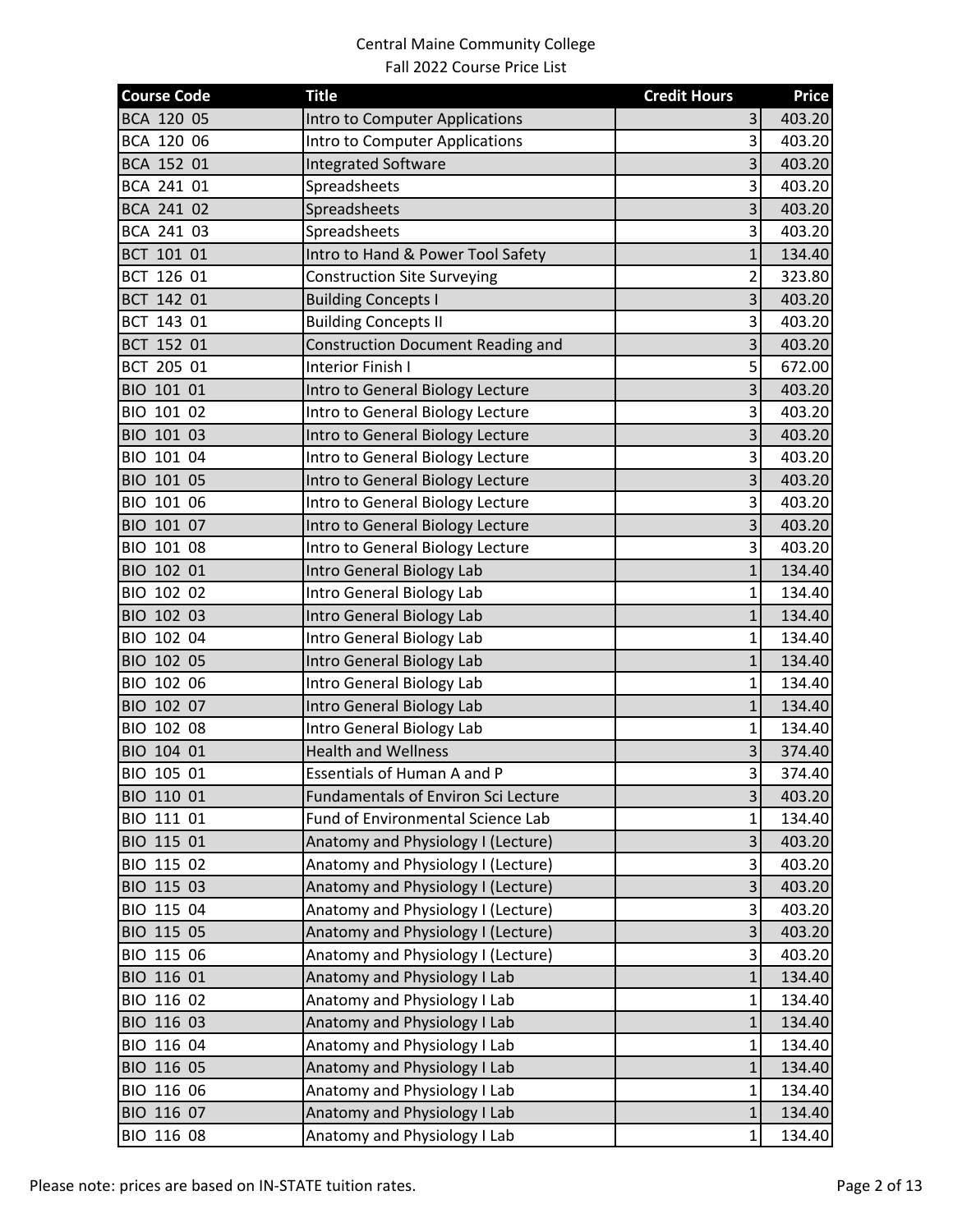Central Maine Community College
Fall 2022 Course Price List

| Course Code | Title | Credit Hours | Price |
|---|---|---|---|
| BCA 120 05 | Intro to Computer Applications | 3 | 403.20 |
| BCA 120 06 | Intro to Computer Applications | 3 | 403.20 |
| BCA 152 01 | Integrated Software | 3 | 403.20 |
| BCA 241 01 | Spreadsheets | 3 | 403.20 |
| BCA 241 02 | Spreadsheets | 3 | 403.20 |
| BCA 241 03 | Spreadsheets | 3 | 403.20 |
| BCT 101 01 | Intro to Hand & Power Tool Safety | 1 | 134.40 |
| BCT 126 01 | Construction Site Surveying | 2 | 323.80 |
| BCT 142 01 | Building Concepts I | 3 | 403.20 |
| BCT 143 01 | Building Concepts II | 3 | 403.20 |
| BCT 152 01 | Construction Document Reading and | 3 | 403.20 |
| BCT 205 01 | Interior Finish I | 5 | 672.00 |
| BIO 101 01 | Intro to General Biology Lecture | 3 | 403.20 |
| BIO 101 02 | Intro to General Biology Lecture | 3 | 403.20 |
| BIO 101 03 | Intro to General Biology Lecture | 3 | 403.20 |
| BIO 101 04 | Intro to General Biology Lecture | 3 | 403.20 |
| BIO 101 05 | Intro to General Biology Lecture | 3 | 403.20 |
| BIO 101 06 | Intro to General Biology Lecture | 3 | 403.20 |
| BIO 101 07 | Intro to General Biology Lecture | 3 | 403.20 |
| BIO 101 08 | Intro to General Biology Lecture | 3 | 403.20 |
| BIO 102 01 | Intro General Biology Lab | 1 | 134.40 |
| BIO 102 02 | Intro General Biology Lab | 1 | 134.40 |
| BIO 102 03 | Intro General Biology Lab | 1 | 134.40 |
| BIO 102 04 | Intro General Biology Lab | 1 | 134.40 |
| BIO 102 05 | Intro General Biology Lab | 1 | 134.40 |
| BIO 102 06 | Intro General Biology Lab | 1 | 134.40 |
| BIO 102 07 | Intro General Biology Lab | 1 | 134.40 |
| BIO 102 08 | Intro General Biology Lab | 1 | 134.40 |
| BIO 104 01 | Health and Wellness | 3 | 374.40 |
| BIO 105 01 | Essentials of Human A and P | 3 | 374.40 |
| BIO 110 01 | Fundamentals of Environ Sci Lecture | 3 | 403.20 |
| BIO 111 01 | Fund of Environmental Science Lab | 1 | 134.40 |
| BIO 115 01 | Anatomy and Physiology I (Lecture) | 3 | 403.20 |
| BIO 115 02 | Anatomy and Physiology I (Lecture) | 3 | 403.20 |
| BIO 115 03 | Anatomy and Physiology I (Lecture) | 3 | 403.20 |
| BIO 115 04 | Anatomy and Physiology I (Lecture) | 3 | 403.20 |
| BIO 115 05 | Anatomy and Physiology I (Lecture) | 3 | 403.20 |
| BIO 115 06 | Anatomy and Physiology I (Lecture) | 3 | 403.20 |
| BIO 116 01 | Anatomy and Physiology I Lab | 1 | 134.40 |
| BIO 116 02 | Anatomy and Physiology I Lab | 1 | 134.40 |
| BIO 116 03 | Anatomy and Physiology I Lab | 1 | 134.40 |
| BIO 116 04 | Anatomy and Physiology I Lab | 1 | 134.40 |
| BIO 116 05 | Anatomy and Physiology I Lab | 1 | 134.40 |
| BIO 116 06 | Anatomy and Physiology I Lab | 1 | 134.40 |
| BIO 116 07 | Anatomy and Physiology I Lab | 1 | 134.40 |
| BIO 116 08 | Anatomy and Physiology I Lab | 1 | 134.40 |

Please note: prices are based on IN-STATE tuition rates.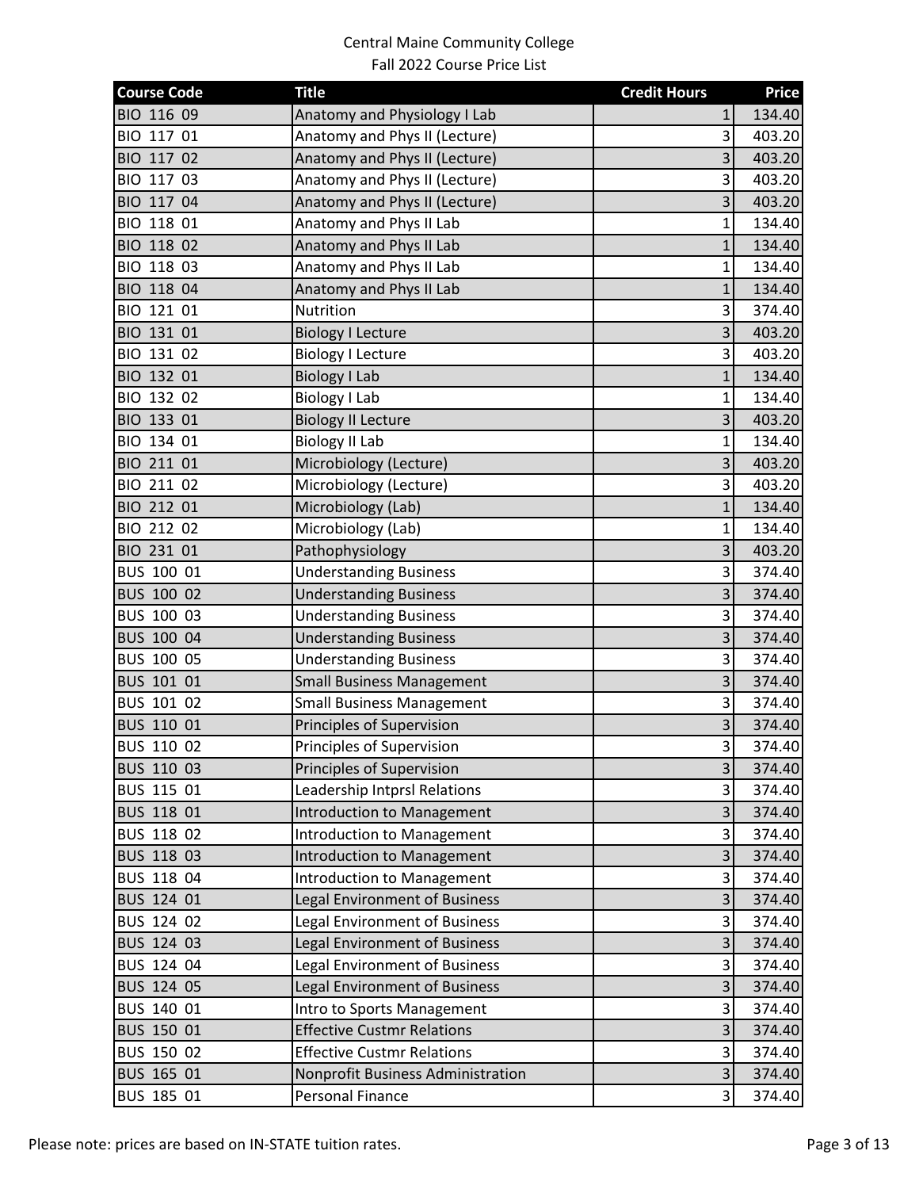Central Maine Community College
Fall 2022 Course Price List

| Course Code | Title | Credit Hours | Price |
|---|---|---|---|
| BIO 116 09 | Anatomy and Physiology I Lab | 1 | 134.40 |
| BIO 117 01 | Anatomy and Phys II (Lecture) | 3 | 403.20 |
| BIO 117 02 | Anatomy and Phys II (Lecture) | 3 | 403.20 |
| BIO 117 03 | Anatomy and Phys II (Lecture) | 3 | 403.20 |
| BIO 117 04 | Anatomy and Phys II (Lecture) | 3 | 403.20 |
| BIO 118 01 | Anatomy and Phys II Lab | 1 | 134.40 |
| BIO 118 02 | Anatomy and Phys II Lab | 1 | 134.40 |
| BIO 118 03 | Anatomy and Phys II Lab | 1 | 134.40 |
| BIO 118 04 | Anatomy and Phys II Lab | 1 | 134.40 |
| BIO 121 01 | Nutrition | 3 | 374.40 |
| BIO 131 01 | Biology I Lecture | 3 | 403.20 |
| BIO 131 02 | Biology I Lecture | 3 | 403.20 |
| BIO 132 01 | Biology I Lab | 1 | 134.40 |
| BIO 132 02 | Biology I Lab | 1 | 134.40 |
| BIO 133 01 | Biology II Lecture | 3 | 403.20 |
| BIO 134 01 | Biology II Lab | 1 | 134.40 |
| BIO 211 01 | Microbiology (Lecture) | 3 | 403.20 |
| BIO 211 02 | Microbiology (Lecture) | 3 | 403.20 |
| BIO 212 01 | Microbiology (Lab) | 1 | 134.40 |
| BIO 212 02 | Microbiology (Lab) | 1 | 134.40 |
| BIO 231 01 | Pathophysiology | 3 | 403.20 |
| BUS 100 01 | Understanding Business | 3 | 374.40 |
| BUS 100 02 | Understanding Business | 3 | 374.40 |
| BUS 100 03 | Understanding Business | 3 | 374.40 |
| BUS 100 04 | Understanding Business | 3 | 374.40 |
| BUS 100 05 | Understanding Business | 3 | 374.40 |
| BUS 101 01 | Small Business Management | 3 | 374.40 |
| BUS 101 02 | Small Business Management | 3 | 374.40 |
| BUS 110 01 | Principles of Supervision | 3 | 374.40 |
| BUS 110 02 | Principles of Supervision | 3 | 374.40 |
| BUS 110 03 | Principles of Supervision | 3 | 374.40 |
| BUS 115 01 | Leadership Intprsl Relations | 3 | 374.40 |
| BUS 118 01 | Introduction to Management | 3 | 374.40 |
| BUS 118 02 | Introduction to Management | 3 | 374.40 |
| BUS 118 03 | Introduction to Management | 3 | 374.40 |
| BUS 118 04 | Introduction to Management | 3 | 374.40 |
| BUS 124 01 | Legal Environment of Business | 3 | 374.40 |
| BUS 124 02 | Legal Environment of Business | 3 | 374.40 |
| BUS 124 03 | Legal Environment of Business | 3 | 374.40 |
| BUS 124 04 | Legal Environment of Business | 3 | 374.40 |
| BUS 124 05 | Legal Environment of Business | 3 | 374.40 |
| BUS 140 01 | Intro to Sports Management | 3 | 374.40 |
| BUS 150 01 | Effective Custmr Relations | 3 | 374.40 |
| BUS 150 02 | Effective Custmr Relations | 3 | 374.40 |
| BUS 165 01 | Nonprofit Business Administration | 3 | 374.40 |
| BUS 185 01 | Personal Finance | 3 | 374.40 |

Please note: prices are based on IN-STATE tuition rates.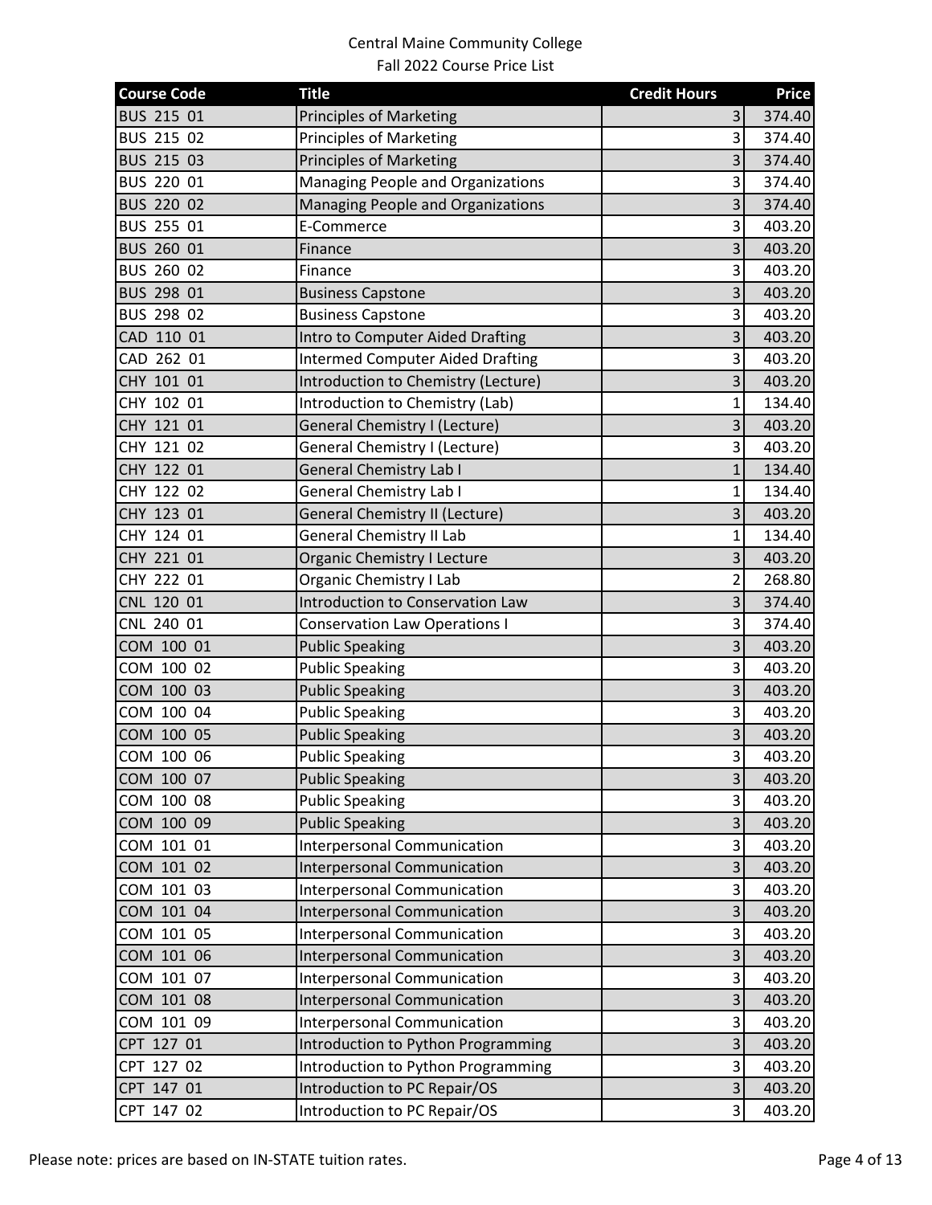| Course Code | Title | Credit Hours | Price |
|---|---|---|---|
| BUS 215 01 | Principles of Marketing | 3 | 374.40 |
| BUS 215 02 | Principles of Marketing | 3 | 374.40 |
| BUS 215 03 | Principles of Marketing | 3 | 374.40 |
| BUS 220 01 | Managing People and Organizations | 3 | 374.40 |
| BUS 220 02 | Managing People and Organizations | 3 | 374.40 |
| BUS 255 01 | E-Commerce | 3 | 403.20 |
| BUS 260 01 | Finance | 3 | 403.20 |
| BUS 260 02 | Finance | 3 | 403.20 |
| BUS 298 01 | Business Capstone | 3 | 403.20 |
| BUS 298 02 | Business Capstone | 3 | 403.20 |
| CAD 110 01 | Intro to Computer Aided Drafting | 3 | 403.20 |
| CAD 262 01 | Intermed Computer Aided Drafting | 3 | 403.20 |
| CHY 101 01 | Introduction to Chemistry (Lecture) | 3 | 403.20 |
| CHY 102 01 | Introduction to Chemistry (Lab) | 1 | 134.40 |
| CHY 121 01 | General Chemistry I (Lecture) | 3 | 403.20 |
| CHY 121 02 | General Chemistry I (Lecture) | 3 | 403.20 |
| CHY 122 01 | General Chemistry Lab I | 1 | 134.40 |
| CHY 122 02 | General Chemistry Lab I | 1 | 134.40 |
| CHY 123 01 | General Chemistry II (Lecture) | 3 | 403.20 |
| CHY 124 01 | General Chemistry II Lab | 1 | 134.40 |
| CHY 221 01 | Organic Chemistry I Lecture | 3 | 403.20 |
| CHY 222 01 | Organic Chemistry I Lab | 2 | 268.80 |
| CNL 120 01 | Introduction to Conservation Law | 3 | 374.40 |
| CNL 240 01 | Conservation Law Operations I | 3 | 374.40 |
| COM 100 01 | Public Speaking | 3 | 403.20 |
| COM 100 02 | Public Speaking | 3 | 403.20 |
| COM 100 03 | Public Speaking | 3 | 403.20 |
| COM 100 04 | Public Speaking | 3 | 403.20 |
| COM 100 05 | Public Speaking | 3 | 403.20 |
| COM 100 06 | Public Speaking | 3 | 403.20 |
| COM 100 07 | Public Speaking | 3 | 403.20 |
| COM 100 08 | Public Speaking | 3 | 403.20 |
| COM 100 09 | Public Speaking | 3 | 403.20 |
| COM 101 01 | Interpersonal Communication | 3 | 403.20 |
| COM 101 02 | Interpersonal Communication | 3 | 403.20 |
| COM 101 03 | Interpersonal Communication | 3 | 403.20 |
| COM 101 04 | Interpersonal Communication | 3 | 403.20 |
| COM 101 05 | Interpersonal Communication | 3 | 403.20 |
| COM 101 06 | Interpersonal Communication | 3 | 403.20 |
| COM 101 07 | Interpersonal Communication | 3 | 403.20 |
| COM 101 08 | Interpersonal Communication | 3 | 403.20 |
| COM 101 09 | Interpersonal Communication | 3 | 403.20 |
| CPT 127 01 | Introduction to Python Programming | 3 | 403.20 |
| CPT 127 02 | Introduction to Python Programming | 3 | 403.20 |
| CPT 147 01 | Introduction to PC Repair/OS | 3 | 403.20 |
| CPT 147 02 | Introduction to PC Repair/OS | 3 | 403.20 |

Please note: prices are based on IN-STATE tuition rates.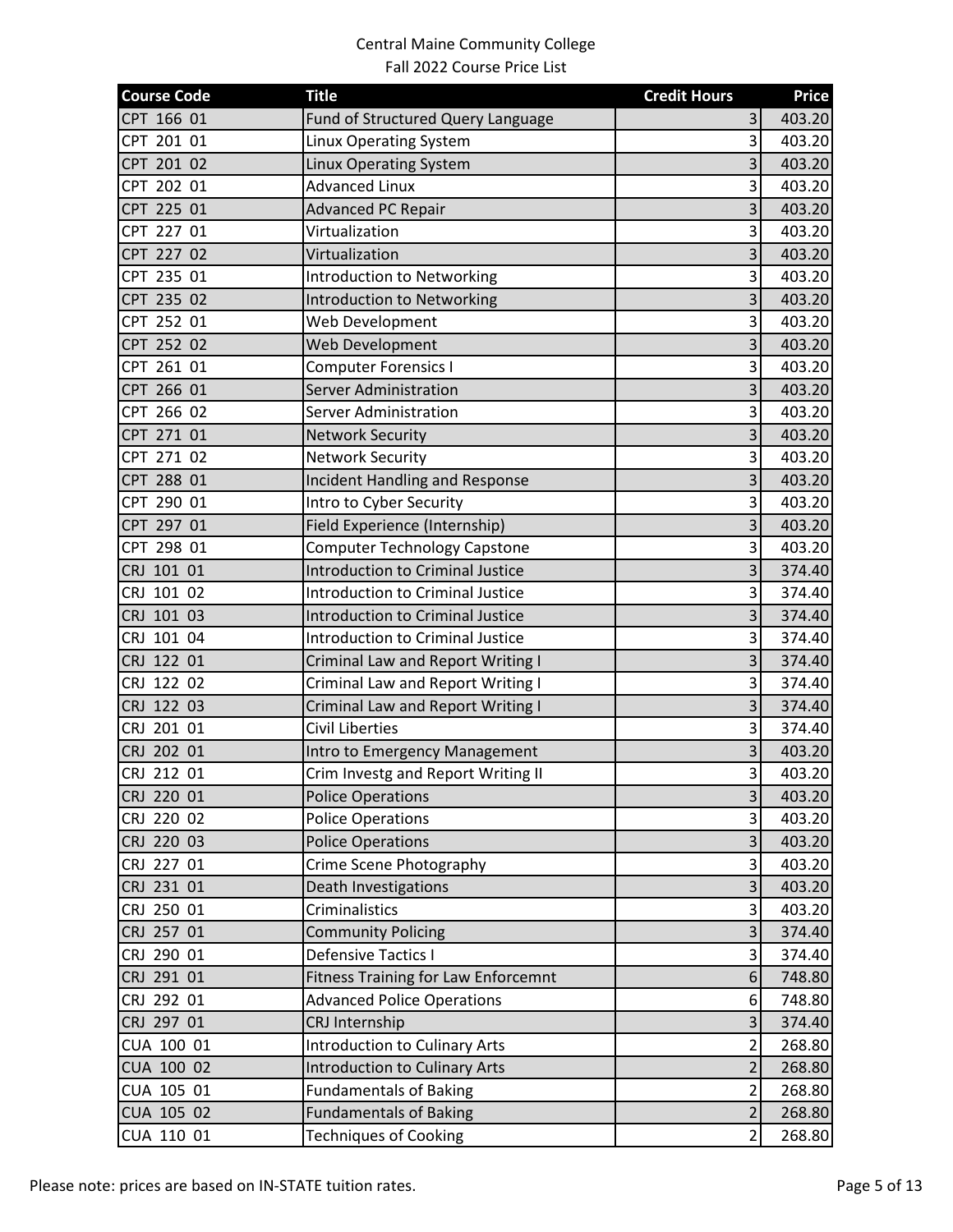Central Maine Community College
Fall 2022 Course Price List

| Course Code | Title | Credit Hours | Price |
|---|---|---|---|
| CPT 166 01 | Fund of Structured Query Language | 3 | 403.20 |
| CPT 201 01 | Linux Operating System | 3 | 403.20 |
| CPT 201 02 | Linux Operating System | 3 | 403.20 |
| CPT 202 01 | Advanced Linux | 3 | 403.20 |
| CPT 225 01 | Advanced PC Repair | 3 | 403.20 |
| CPT 227 01 | Virtualization | 3 | 403.20 |
| CPT 227 02 | Virtualization | 3 | 403.20 |
| CPT 235 01 | Introduction to Networking | 3 | 403.20 |
| CPT 235 02 | Introduction to Networking | 3 | 403.20 |
| CPT 252 01 | Web Development | 3 | 403.20 |
| CPT 252 02 | Web Development | 3 | 403.20 |
| CPT 261 01 | Computer Forensics I | 3 | 403.20 |
| CPT 266 01 | Server Administration | 3 | 403.20 |
| CPT 266 02 | Server Administration | 3 | 403.20 |
| CPT 271 01 | Network Security | 3 | 403.20 |
| CPT 271 02 | Network Security | 3 | 403.20 |
| CPT 288 01 | Incident Handling and Response | 3 | 403.20 |
| CPT 290 01 | Intro to Cyber Security | 3 | 403.20 |
| CPT 297 01 | Field Experience (Internship) | 3 | 403.20 |
| CPT 298 01 | Computer Technology Capstone | 3 | 403.20 |
| CRJ 101 01 | Introduction to Criminal Justice | 3 | 374.40 |
| CRJ 101 02 | Introduction to Criminal Justice | 3 | 374.40 |
| CRJ 101 03 | Introduction to Criminal Justice | 3 | 374.40 |
| CRJ 101 04 | Introduction to Criminal Justice | 3 | 374.40 |
| CRJ 122 01 | Criminal Law and Report Writing I | 3 | 374.40 |
| CRJ 122 02 | Criminal Law and Report Writing I | 3 | 374.40 |
| CRJ 122 03 | Criminal Law and Report Writing I | 3 | 374.40 |
| CRJ 201 01 | Civil Liberties | 3 | 374.40 |
| CRJ 202 01 | Intro to Emergency Management | 3 | 403.20 |
| CRJ 212 01 | Crim Investg and Report Writing II | 3 | 403.20 |
| CRJ 220 01 | Police Operations | 3 | 403.20 |
| CRJ 220 02 | Police Operations | 3 | 403.20 |
| CRJ 220 03 | Police Operations | 3 | 403.20 |
| CRJ 227 01 | Crime Scene Photography | 3 | 403.20 |
| CRJ 231 01 | Death Investigations | 3 | 403.20 |
| CRJ 250 01 | Criminalistics | 3 | 403.20 |
| CRJ 257 01 | Community Policing | 3 | 374.40 |
| CRJ 290 01 | Defensive Tactics I | 3 | 374.40 |
| CRJ 291 01 | Fitness Training for Law Enforcemnt | 6 | 748.80 |
| CRJ 292 01 | Advanced Police Operations | 6 | 748.80 |
| CRJ 297 01 | CRJ Internship | 3 | 374.40 |
| CUA 100 01 | Introduction to Culinary Arts | 2 | 268.80 |
| CUA 100 02 | Introduction to Culinary Arts | 2 | 268.80 |
| CUA 105 01 | Fundamentals of Baking | 2 | 268.80 |
| CUA 105 02 | Fundamentals of Baking | 2 | 268.80 |
| CUA 110 01 | Techniques of Cooking | 2 | 268.80 |

Please note: prices are based on IN-STATE tuition rates.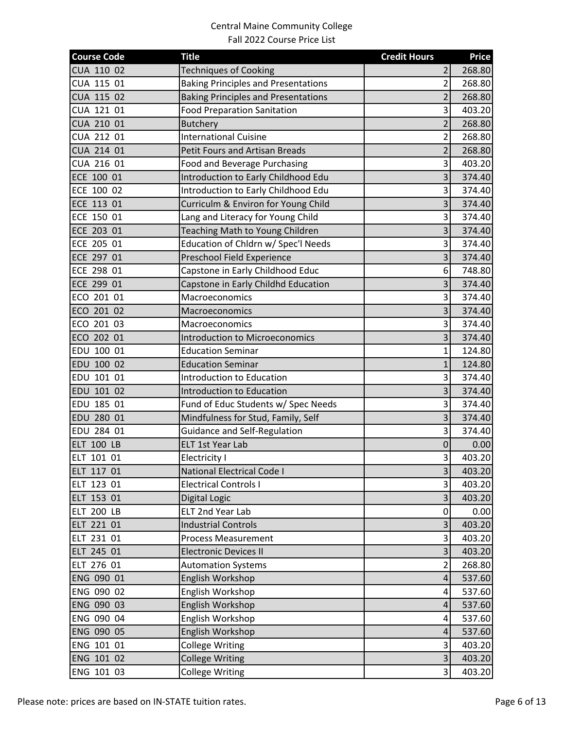Central Maine Community College
Fall 2022 Course Price List

| Course Code | Title | Credit Hours | Price |
|---|---|---|---|
| CUA 110 02 | Techniques of Cooking | 2 | 268.80 |
| CUA 115 01 | Baking Principles and Presentations | 2 | 268.80 |
| CUA 115 02 | Baking Principles and Presentations | 2 | 268.80 |
| CUA 121 01 | Food Preparation Sanitation | 3 | 403.20 |
| CUA 210 01 | Butchery | 2 | 268.80 |
| CUA 212 01 | International Cuisine | 2 | 268.80 |
| CUA 214 01 | Petit Fours and Artisan Breads | 2 | 268.80 |
| CUA 216 01 | Food and Beverage Purchasing | 3 | 403.20 |
| ECE 100 01 | Introduction to Early Childhood Edu | 3 | 374.40 |
| ECE 100 02 | Introduction to Early Childhood Edu | 3 | 374.40 |
| ECE 113 01 | Curriculm & Environ for Young Child | 3 | 374.40 |
| ECE 150 01 | Lang and Literacy for Young Child | 3 | 374.40 |
| ECE 203 01 | Teaching Math to Young Children | 3 | 374.40 |
| ECE 205 01 | Education of Chldrn w/ Spec'l Needs | 3 | 374.40 |
| ECE 297 01 | Preschool Field Experience | 3 | 374.40 |
| ECE 298 01 | Capstone in Early Childhood Educ | 6 | 748.80 |
| ECE 299 01 | Capstone in Early Childhd Education | 3 | 374.40 |
| ECO 201 01 | Macroeconomics | 3 | 374.40 |
| ECO 201 02 | Macroeconomics | 3 | 374.40 |
| ECO 201 03 | Macroeconomics | 3 | 374.40 |
| ECO 202 01 | Introduction to Microeconomics | 3 | 374.40 |
| EDU 100 01 | Education Seminar | 1 | 124.80 |
| EDU 100 02 | Education Seminar | 1 | 124.80 |
| EDU 101 01 | Introduction to Education | 3 | 374.40 |
| EDU 101 02 | Introduction to Education | 3 | 374.40 |
| EDU 185 01 | Fund of Educ Students w/ Spec Needs | 3 | 374.40 |
| EDU 280 01 | Mindfulness for Stud, Family, Self | 3 | 374.40 |
| EDU 284 01 | Guidance and Self-Regulation | 3 | 374.40 |
| ELT 100 LB | ELT 1st Year Lab | 0 | 0.00 |
| ELT 101 01 | Electricity I | 3 | 403.20 |
| ELT 117 01 | National Electrical Code I | 3 | 403.20 |
| ELT 123 01 | Electrical Controls I | 3 | 403.20 |
| ELT 153 01 | Digital Logic | 3 | 403.20 |
| ELT 200 LB | ELT 2nd Year Lab | 0 | 0.00 |
| ELT 221 01 | Industrial Controls | 3 | 403.20 |
| ELT 231 01 | Process Measurement | 3 | 403.20 |
| ELT 245 01 | Electronic Devices II | 3 | 403.20 |
| ELT 276 01 | Automation Systems | 2 | 268.80 |
| ENG 090 01 | English Workshop | 4 | 537.60 |
| ENG 090 02 | English Workshop | 4 | 537.60 |
| ENG 090 03 | English Workshop | 4 | 537.60 |
| ENG 090 04 | English Workshop | 4 | 537.60 |
| ENG 090 05 | English Workshop | 4 | 537.60 |
| ENG 101 01 | College Writing | 3 | 403.20 |
| ENG 101 02 | College Writing | 3 | 403.20 |
| ENG 101 03 | College Writing | 3 | 403.20 |

Please note: prices are based on IN-STATE tuition rates.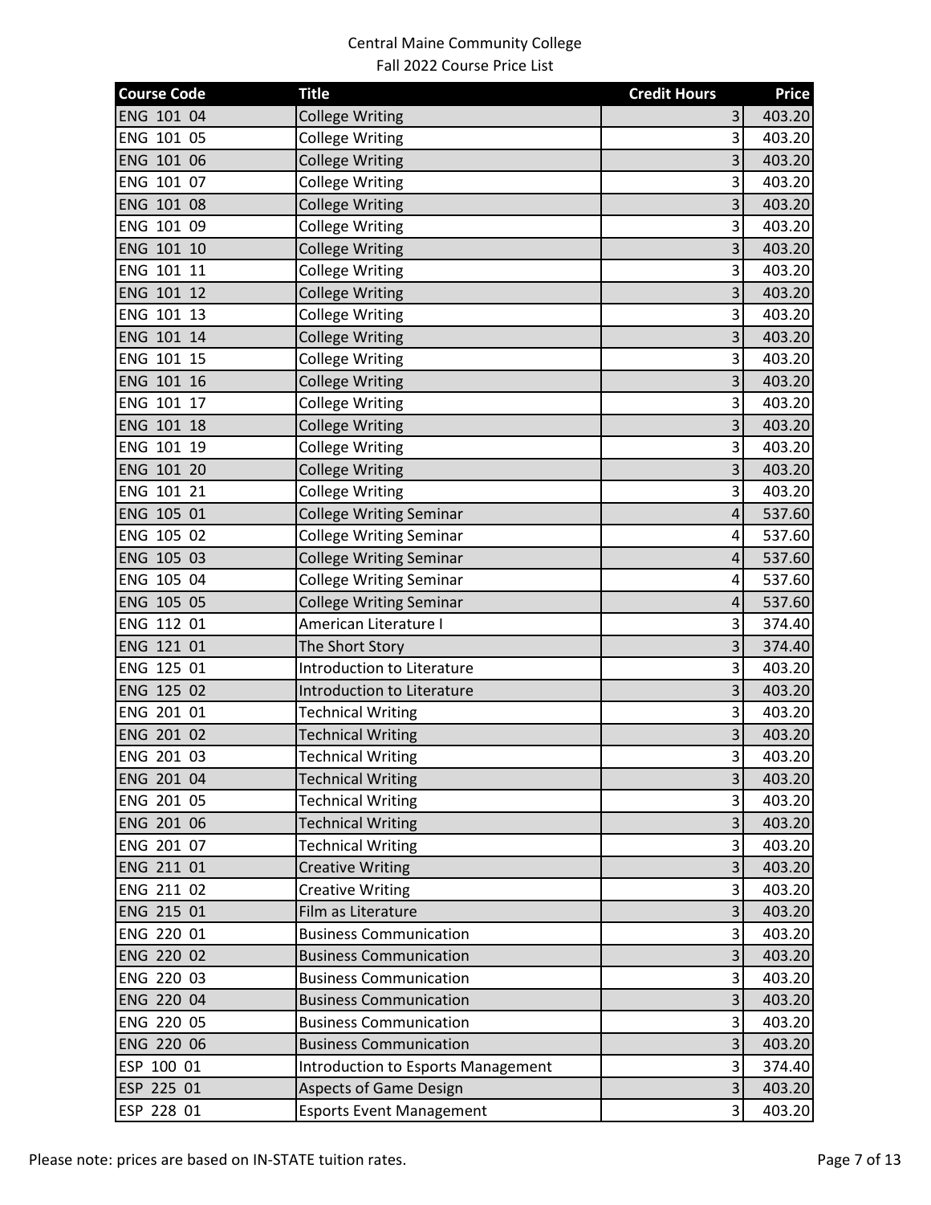Central Maine Community College
Fall 2022 Course Price List

| Course Code | Title | Credit Hours | Price |
|---|---|---|---|
| ENG 101 04 | College Writing | 3 | 403.20 |
| ENG 101 05 | College Writing | 3 | 403.20 |
| ENG 101 06 | College Writing | 3 | 403.20 |
| ENG 101 07 | College Writing | 3 | 403.20 |
| ENG 101 08 | College Writing | 3 | 403.20 |
| ENG 101 09 | College Writing | 3 | 403.20 |
| ENG 101 10 | College Writing | 3 | 403.20 |
| ENG 101 11 | College Writing | 3 | 403.20 |
| ENG 101 12 | College Writing | 3 | 403.20 |
| ENG 101 13 | College Writing | 3 | 403.20 |
| ENG 101 14 | College Writing | 3 | 403.20 |
| ENG 101 15 | College Writing | 3 | 403.20 |
| ENG 101 16 | College Writing | 3 | 403.20 |
| ENG 101 17 | College Writing | 3 | 403.20 |
| ENG 101 18 | College Writing | 3 | 403.20 |
| ENG 101 19 | College Writing | 3 | 403.20 |
| ENG 101 20 | College Writing | 3 | 403.20 |
| ENG 101 21 | College Writing | 3 | 403.20 |
| ENG 105 01 | College Writing Seminar | 4 | 537.60 |
| ENG 105 02 | College Writing Seminar | 4 | 537.60 |
| ENG 105 03 | College Writing Seminar | 4 | 537.60 |
| ENG 105 04 | College Writing Seminar | 4 | 537.60 |
| ENG 105 05 | College Writing Seminar | 4 | 537.60 |
| ENG 112 01 | American Literature I | 3 | 374.40 |
| ENG 121 01 | The Short Story | 3 | 374.40 |
| ENG 125 01 | Introduction to Literature | 3 | 403.20 |
| ENG 125 02 | Introduction to Literature | 3 | 403.20 |
| ENG 201 01 | Technical Writing | 3 | 403.20 |
| ENG 201 02 | Technical Writing | 3 | 403.20 |
| ENG 201 03 | Technical Writing | 3 | 403.20 |
| ENG 201 04 | Technical Writing | 3 | 403.20 |
| ENG 201 05 | Technical Writing | 3 | 403.20 |
| ENG 201 06 | Technical Writing | 3 | 403.20 |
| ENG 201 07 | Technical Writing | 3 | 403.20 |
| ENG 211 01 | Creative Writing | 3 | 403.20 |
| ENG 211 02 | Creative Writing | 3 | 403.20 |
| ENG 215 01 | Film as Literature | 3 | 403.20 |
| ENG 220 01 | Business Communication | 3 | 403.20 |
| ENG 220 02 | Business Communication | 3 | 403.20 |
| ENG 220 03 | Business Communication | 3 | 403.20 |
| ENG 220 04 | Business Communication | 3 | 403.20 |
| ENG 220 05 | Business Communication | 3 | 403.20 |
| ENG 220 06 | Business Communication | 3 | 403.20 |
| ESP 100 01 | Introduction to Esports Management | 3 | 374.40 |
| ESP 225 01 | Aspects of Game Design | 3 | 403.20 |
| ESP 228 01 | Esports Event Management | 3 | 403.20 |

Please note: prices are based on IN-STATE tuition rates.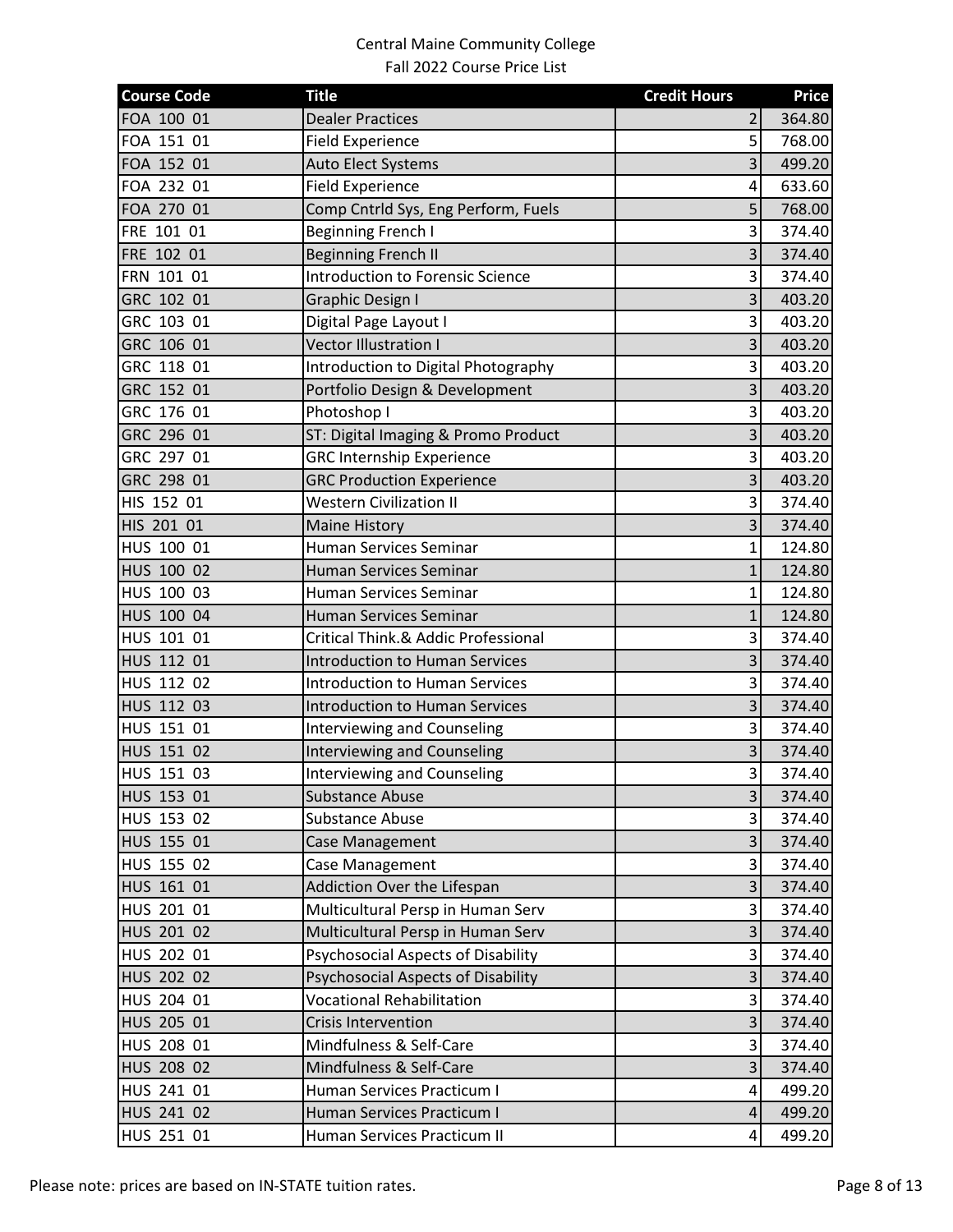Central Maine Community College
Fall 2022 Course Price List

| Course Code | Title | Credit Hours | Price |
|---|---|---|---|
| FOA 100 01 | Dealer Practices | 2 | 364.80 |
| FOA 151 01 | Field Experience | 5 | 768.00 |
| FOA 152 01 | Auto Elect Systems | 3 | 499.20 |
| FOA 232 01 | Field Experience | 4 | 633.60 |
| FOA 270 01 | Comp Cntrld Sys, Eng Perform, Fuels | 5 | 768.00 |
| FRE 101 01 | Beginning French I | 3 | 374.40 |
| FRE 102 01 | Beginning French II | 3 | 374.40 |
| FRN 101 01 | Introduction to Forensic Science | 3 | 374.40 |
| GRC 102 01 | Graphic Design I | 3 | 403.20 |
| GRC 103 01 | Digital Page Layout I | 3 | 403.20 |
| GRC 106 01 | Vector Illustration I | 3 | 403.20 |
| GRC 118 01 | Introduction to Digital Photography | 3 | 403.20 |
| GRC 152 01 | Portfolio Design & Development | 3 | 403.20 |
| GRC 176 01 | Photoshop I | 3 | 403.20 |
| GRC 296 01 | ST: Digital Imaging & Promo Product | 3 | 403.20 |
| GRC 297 01 | GRC Internship Experience | 3 | 403.20 |
| GRC 298 01 | GRC Production Experience | 3 | 403.20 |
| HIS 152 01 | Western Civilization II | 3 | 374.40 |
| HIS 201 01 | Maine History | 3 | 374.40 |
| HUS 100 01 | Human Services Seminar | 1 | 124.80 |
| HUS 100 02 | Human Services Seminar | 1 | 124.80 |
| HUS 100 03 | Human Services Seminar | 1 | 124.80 |
| HUS 100 04 | Human Services Seminar | 1 | 124.80 |
| HUS 101 01 | Critical Think.& Addic Professional | 3 | 374.40 |
| HUS 112 01 | Introduction to Human Services | 3 | 374.40 |
| HUS 112 02 | Introduction to Human Services | 3 | 374.40 |
| HUS 112 03 | Introduction to Human Services | 3 | 374.40 |
| HUS 151 01 | Interviewing and Counseling | 3 | 374.40 |
| HUS 151 02 | Interviewing and Counseling | 3 | 374.40 |
| HUS 151 03 | Interviewing and Counseling | 3 | 374.40 |
| HUS 153 01 | Substance Abuse | 3 | 374.40 |
| HUS 153 02 | Substance Abuse | 3 | 374.40 |
| HUS 155 01 | Case Management | 3 | 374.40 |
| HUS 155 02 | Case Management | 3 | 374.40 |
| HUS 161 01 | Addiction Over the Lifespan | 3 | 374.40 |
| HUS 201 01 | Multicultural Persp in Human Serv | 3 | 374.40 |
| HUS 201 02 | Multicultural Persp in Human Serv | 3 | 374.40 |
| HUS 202 01 | Psychosocial Aspects of Disability | 3 | 374.40 |
| HUS 202 02 | Psychosocial Aspects of Disability | 3 | 374.40 |
| HUS 204 01 | Vocational Rehabilitation | 3 | 374.40 |
| HUS 205 01 | Crisis Intervention | 3 | 374.40 |
| HUS 208 01 | Mindfulness & Self-Care | 3 | 374.40 |
| HUS 208 02 | Mindfulness & Self-Care | 3 | 374.40 |
| HUS 241 01 | Human Services Practicum I | 4 | 499.20 |
| HUS 241 02 | Human Services Practicum I | 4 | 499.20 |
| HUS 251 01 | Human Services Practicum II | 4 | 499.20 |

Please note: prices are based on IN-STATE tuition rates.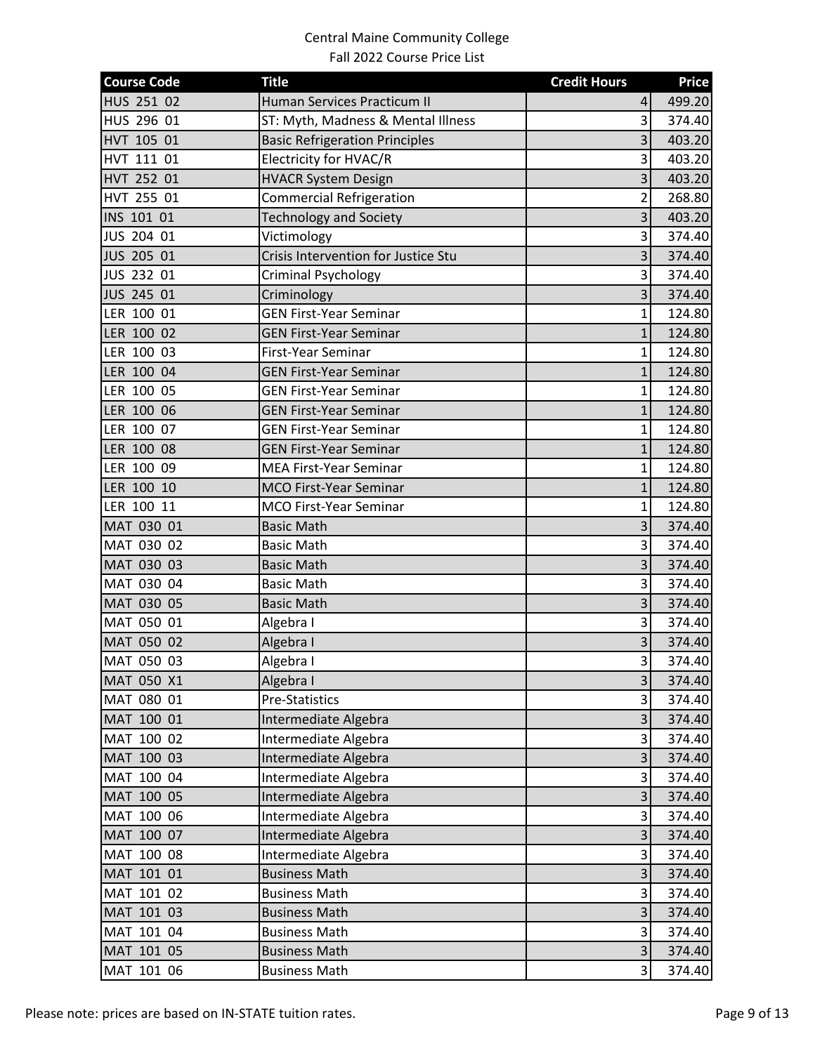Central Maine Community College
Fall 2022 Course Price List

| Course Code | Title | Credit Hours | Price |
|---|---|---|---|
| HUS 251 02 | Human Services Practicum II | 4 | 499.20 |
| HUS 296 01 | ST: Myth, Madness & Mental Illness | 3 | 374.40 |
| HVT 105 01 | Basic Refrigeration Principles | 3 | 403.20 |
| HVT 111 01 | Electricity for HVAC/R | 3 | 403.20 |
| HVT 252 01 | HVACR System Design | 3 | 403.20 |
| HVT 255 01 | Commercial Refrigeration | 2 | 268.80 |
| INS 101 01 | Technology and Society | 3 | 403.20 |
| JUS 204 01 | Victimology | 3 | 374.40 |
| JUS 205 01 | Crisis Intervention for Justice Stu | 3 | 374.40 |
| JUS 232 01 | Criminal Psychology | 3 | 374.40 |
| JUS 245 01 | Criminology | 3 | 374.40 |
| LER 100 01 | GEN First-Year Seminar | 1 | 124.80 |
| LER 100 02 | GEN First-Year Seminar | 1 | 124.80 |
| LER 100 03 | First-Year Seminar | 1 | 124.80 |
| LER 100 04 | GEN First-Year Seminar | 1 | 124.80 |
| LER 100 05 | GEN First-Year Seminar | 1 | 124.80 |
| LER 100 06 | GEN First-Year Seminar | 1 | 124.80 |
| LER 100 07 | GEN First-Year Seminar | 1 | 124.80 |
| LER 100 08 | GEN First-Year Seminar | 1 | 124.80 |
| LER 100 09 | MEA First-Year Seminar | 1 | 124.80 |
| LER 100 10 | MCO First-Year Seminar | 1 | 124.80 |
| LER 100 11 | MCO First-Year Seminar | 1 | 124.80 |
| MAT 030 01 | Basic Math | 3 | 374.40 |
| MAT 030 02 | Basic Math | 3 | 374.40 |
| MAT 030 03 | Basic Math | 3 | 374.40 |
| MAT 030 04 | Basic Math | 3 | 374.40 |
| MAT 030 05 | Basic Math | 3 | 374.40 |
| MAT 050 01 | Algebra I | 3 | 374.40 |
| MAT 050 02 | Algebra I | 3 | 374.40 |
| MAT 050 03 | Algebra I | 3 | 374.40 |
| MAT 050 X1 | Algebra I | 3 | 374.40 |
| MAT 080 01 | Pre-Statistics | 3 | 374.40 |
| MAT 100 01 | Intermediate Algebra | 3 | 374.40 |
| MAT 100 02 | Intermediate Algebra | 3 | 374.40 |
| MAT 100 03 | Intermediate Algebra | 3 | 374.40 |
| MAT 100 04 | Intermediate Algebra | 3 | 374.40 |
| MAT 100 05 | Intermediate Algebra | 3 | 374.40 |
| MAT 100 06 | Intermediate Algebra | 3 | 374.40 |
| MAT 100 07 | Intermediate Algebra | 3 | 374.40 |
| MAT 100 08 | Intermediate Algebra | 3 | 374.40 |
| MAT 101 01 | Business Math | 3 | 374.40 |
| MAT 101 02 | Business Math | 3 | 374.40 |
| MAT 101 03 | Business Math | 3 | 374.40 |
| MAT 101 04 | Business Math | 3 | 374.40 |
| MAT 101 05 | Business Math | 3 | 374.40 |
| MAT 101 06 | Business Math | 3 | 374.40 |

Please note: prices are based on IN-STATE tuition rates.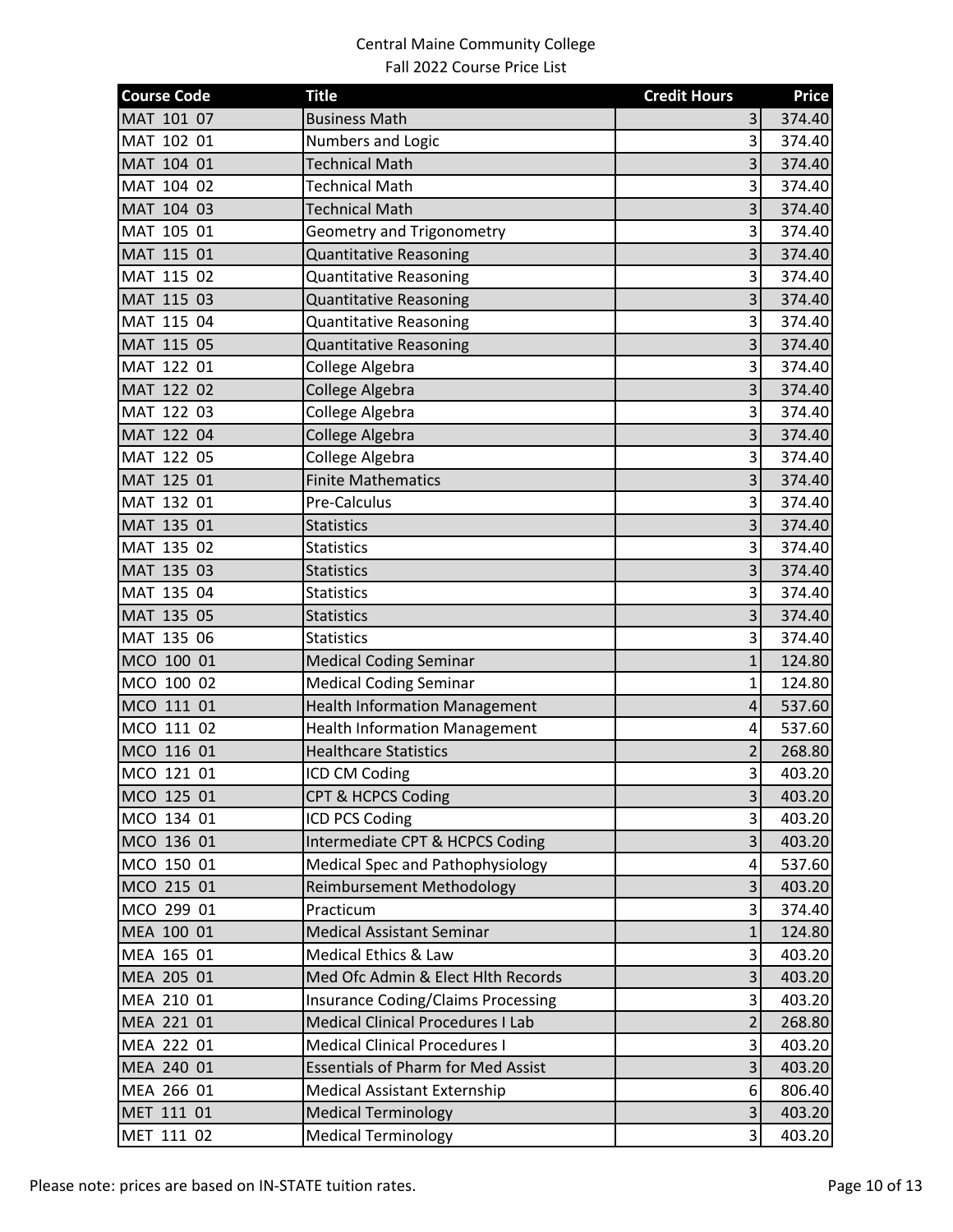Central Maine Community College
Fall 2022 Course Price List

| Course Code | Title | Credit Hours | Price |
|---|---|---|---|
| MAT 101 07 | Business Math | 3 | 374.40 |
| MAT 102 01 | Numbers and Logic | 3 | 374.40 |
| MAT 104 01 | Technical Math | 3 | 374.40 |
| MAT 104 02 | Technical Math | 3 | 374.40 |
| MAT 104 03 | Technical Math | 3 | 374.40 |
| MAT 105 01 | Geometry and Trigonometry | 3 | 374.40 |
| MAT 115 01 | Quantitative Reasoning | 3 | 374.40 |
| MAT 115 02 | Quantitative Reasoning | 3 | 374.40 |
| MAT 115 03 | Quantitative Reasoning | 3 | 374.40 |
| MAT 115 04 | Quantitative Reasoning | 3 | 374.40 |
| MAT 115 05 | Quantitative Reasoning | 3 | 374.40 |
| MAT 122 01 | College Algebra | 3 | 374.40 |
| MAT 122 02 | College Algebra | 3 | 374.40 |
| MAT 122 03 | College Algebra | 3 | 374.40 |
| MAT 122 04 | College Algebra | 3 | 374.40 |
| MAT 122 05 | College Algebra | 3 | 374.40 |
| MAT 125 01 | Finite Mathematics | 3 | 374.40 |
| MAT 132 01 | Pre-Calculus | 3 | 374.40 |
| MAT 135 01 | Statistics | 3 | 374.40 |
| MAT 135 02 | Statistics | 3 | 374.40 |
| MAT 135 03 | Statistics | 3 | 374.40 |
| MAT 135 04 | Statistics | 3 | 374.40 |
| MAT 135 05 | Statistics | 3 | 374.40 |
| MAT 135 06 | Statistics | 3 | 374.40 |
| MCO 100 01 | Medical Coding Seminar | 1 | 124.80 |
| MCO 100 02 | Medical Coding Seminar | 1 | 124.80 |
| MCO 111 01 | Health Information Management | 4 | 537.60 |
| MCO 111 02 | Health Information Management | 4 | 537.60 |
| MCO 116 01 | Healthcare Statistics | 2 | 268.80 |
| MCO 121 01 | ICD CM Coding | 3 | 403.20 |
| MCO 125 01 | CPT & HCPCS Coding | 3 | 403.20 |
| MCO 134 01 | ICD PCS Coding | 3 | 403.20 |
| MCO 136 01 | Intermediate CPT & HCPCS Coding | 3 | 403.20 |
| MCO 150 01 | Medical Spec and Pathophysiology | 4 | 537.60 |
| MCO 215 01 | Reimbursement Methodology | 3 | 403.20 |
| MCO 299 01 | Practicum | 3 | 374.40 |
| MEA 100 01 | Medical Assistant Seminar | 1 | 124.80 |
| MEA 165 01 | Medical Ethics & Law | 3 | 403.20 |
| MEA 205 01 | Med Ofc Admin & Elect Hlth Records | 3 | 403.20 |
| MEA 210 01 | Insurance Coding/Claims Processing | 3 | 403.20 |
| MEA 221 01 | Medical Clinical Procedures I Lab | 2 | 268.80 |
| MEA 222 01 | Medical Clinical Procedures I | 3 | 403.20 |
| MEA 240 01 | Essentials of Pharm for Med Assist | 3 | 403.20 |
| MEA 266 01 | Medical Assistant Externship | 6 | 806.40 |
| MET 111 01 | Medical Terminology | 3 | 403.20 |
| MET 111 02 | Medical Terminology | 3 | 403.20 |

Please note: prices are based on IN-STATE tuition rates.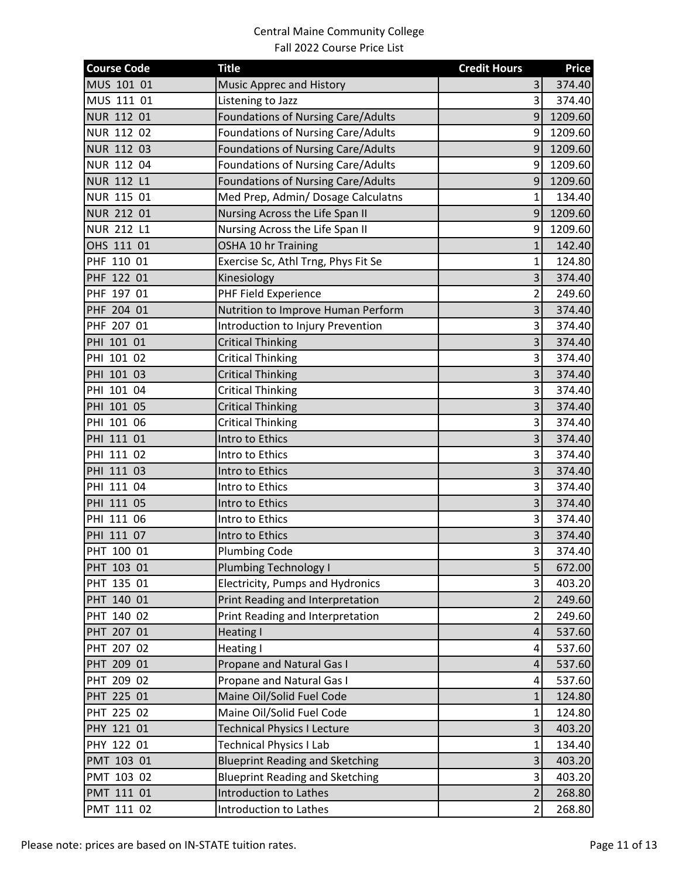Central Maine Community College
Fall 2022 Course Price List

| Course Code | Title | Credit Hours | Price |
|---|---|---|---|
| MUS 101 01 | Music Apprec and History | 3 | 374.40 |
| MUS 111 01 | Listening to Jazz | 3 | 374.40 |
| NUR 112 01 | Foundations of Nursing Care/Adults | 9 | 1209.60 |
| NUR 112 02 | Foundations of Nursing Care/Adults | 9 | 1209.60 |
| NUR 112 03 | Foundations of Nursing Care/Adults | 9 | 1209.60 |
| NUR 112 04 | Foundations of Nursing Care/Adults | 9 | 1209.60 |
| NUR 112 L1 | Foundations of Nursing Care/Adults | 9 | 1209.60 |
| NUR 115 01 | Med Prep, Admin/ Dosage Calculatns | 1 | 134.40 |
| NUR 212 01 | Nursing Across the Life Span II | 9 | 1209.60 |
| NUR 212 L1 | Nursing Across the Life Span II | 9 | 1209.60 |
| OHS 111 01 | OSHA 10 hr Training | 1 | 142.40 |
| PHF 110 01 | Exercise Sc, Athl Trng, Phys Fit Se | 1 | 124.80 |
| PHF 122 01 | Kinesiology | 3 | 374.40 |
| PHF 197 01 | PHF Field Experience | 2 | 249.60 |
| PHF 204 01 | Nutrition to Improve Human Perform | 3 | 374.40 |
| PHF 207 01 | Introduction to Injury Prevention | 3 | 374.40 |
| PHI 101 01 | Critical Thinking | 3 | 374.40 |
| PHI 101 02 | Critical Thinking | 3 | 374.40 |
| PHI 101 03 | Critical Thinking | 3 | 374.40 |
| PHI 101 04 | Critical Thinking | 3 | 374.40 |
| PHI 101 05 | Critical Thinking | 3 | 374.40 |
| PHI 101 06 | Critical Thinking | 3 | 374.40 |
| PHI 111 01 | Intro to Ethics | 3 | 374.40 |
| PHI 111 02 | Intro to Ethics | 3 | 374.40 |
| PHI 111 03 | Intro to Ethics | 3 | 374.40 |
| PHI 111 04 | Intro to Ethics | 3 | 374.40 |
| PHI 111 05 | Intro to Ethics | 3 | 374.40 |
| PHI 111 06 | Intro to Ethics | 3 | 374.40 |
| PHI 111 07 | Intro to Ethics | 3 | 374.40 |
| PHT 100 01 | Plumbing Code | 3 | 374.40 |
| PHT 103 01 | Plumbing Technology I | 5 | 672.00 |
| PHT 135 01 | Electricity, Pumps and Hydronics | 3 | 403.20 |
| PHT 140 01 | Print Reading and Interpretation | 2 | 249.60 |
| PHT 140 02 | Print Reading and Interpretation | 2 | 249.60 |
| PHT 207 01 | Heating I | 4 | 537.60 |
| PHT 207 02 | Heating I | 4 | 537.60 |
| PHT 209 01 | Propane and Natural Gas I | 4 | 537.60 |
| PHT 209 02 | Propane and Natural Gas I | 4 | 537.60 |
| PHT 225 01 | Maine Oil/Solid Fuel Code | 1 | 124.80 |
| PHT 225 02 | Maine Oil/Solid Fuel Code | 1 | 124.80 |
| PHY 121 01 | Technical Physics I Lecture | 3 | 403.20 |
| PHY 122 01 | Technical Physics I Lab | 1 | 134.40 |
| PMT 103 01 | Blueprint Reading and Sketching | 3 | 403.20 |
| PMT 103 02 | Blueprint Reading and Sketching | 3 | 403.20 |
| PMT 111 01 | Introduction to Lathes | 2 | 268.80 |
| PMT 111 02 | Introduction to Lathes | 2 | 268.80 |

Please note: prices are based on IN-STATE tuition rates.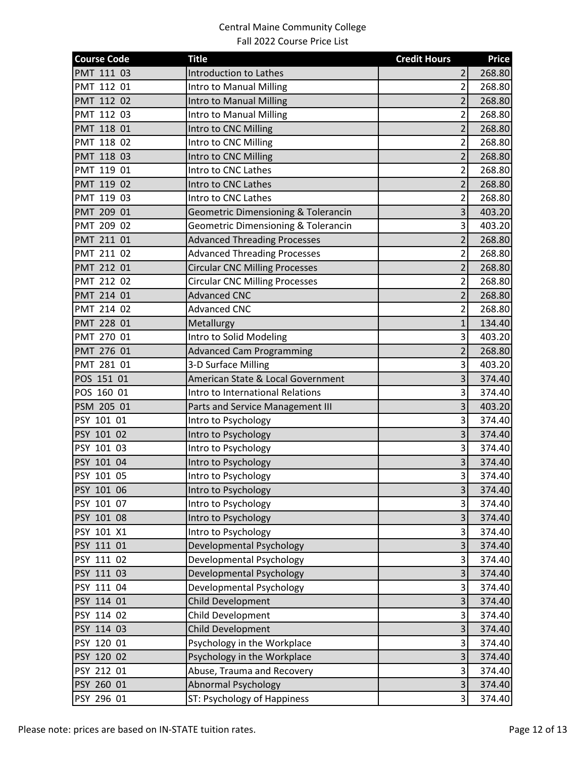Central Maine Community College
Fall 2022 Course Price List

| Course Code | Title | Credit Hours | Price |
|---|---|---|---|
| PMT 111 03 | Introduction to Lathes | 2 | 268.80 |
| PMT 112 01 | Intro to Manual Milling | 2 | 268.80 |
| PMT 112 02 | Intro to Manual Milling | 2 | 268.80 |
| PMT 112 03 | Intro to Manual Milling | 2 | 268.80 |
| PMT 118 01 | Intro to CNC Milling | 2 | 268.80 |
| PMT 118 02 | Intro to CNC Milling | 2 | 268.80 |
| PMT 118 03 | Intro to CNC Milling | 2 | 268.80 |
| PMT 119 01 | Intro to CNC Lathes | 2 | 268.80 |
| PMT 119 02 | Intro to CNC Lathes | 2 | 268.80 |
| PMT 119 03 | Intro to CNC Lathes | 2 | 268.80 |
| PMT 209 01 | Geometric Dimensioning & Tolerancin | 3 | 403.20 |
| PMT 209 02 | Geometric Dimensioning & Tolerancin | 3 | 403.20 |
| PMT 211 01 | Advanced Threading Processes | 2 | 268.80 |
| PMT 211 02 | Advanced Threading Processes | 2 | 268.80 |
| PMT 212 01 | Circular CNC Milling Processes | 2 | 268.80 |
| PMT 212 02 | Circular CNC Milling Processes | 2 | 268.80 |
| PMT 214 01 | Advanced CNC | 2 | 268.80 |
| PMT 214 02 | Advanced CNC | 2 | 268.80 |
| PMT 228 01 | Metallurgy | 1 | 134.40 |
| PMT 270 01 | Intro to Solid Modeling | 3 | 403.20 |
| PMT 276 01 | Advanced Cam Programming | 2 | 268.80 |
| PMT 281 01 | 3-D Surface Milling | 3 | 403.20 |
| POS 151 01 | American State & Local Government | 3 | 374.40 |
| POS 160 01 | Intro to International Relations | 3 | 374.40 |
| PSM 205 01 | Parts and Service Management III | 3 | 403.20 |
| PSY 101 01 | Intro to Psychology | 3 | 374.40 |
| PSY 101 02 | Intro to Psychology | 3 | 374.40 |
| PSY 101 03 | Intro to Psychology | 3 | 374.40 |
| PSY 101 04 | Intro to Psychology | 3 | 374.40 |
| PSY 101 05 | Intro to Psychology | 3 | 374.40 |
| PSY 101 06 | Intro to Psychology | 3 | 374.40 |
| PSY 101 07 | Intro to Psychology | 3 | 374.40 |
| PSY 101 08 | Intro to Psychology | 3 | 374.40 |
| PSY 101 X1 | Intro to Psychology | 3 | 374.40 |
| PSY 111 01 | Developmental Psychology | 3 | 374.40 |
| PSY 111 02 | Developmental Psychology | 3 | 374.40 |
| PSY 111 03 | Developmental Psychology | 3 | 374.40 |
| PSY 111 04 | Developmental Psychology | 3 | 374.40 |
| PSY 114 01 | Child Development | 3 | 374.40 |
| PSY 114 02 | Child Development | 3 | 374.40 |
| PSY 114 03 | Child Development | 3 | 374.40 |
| PSY 120 01 | Psychology in the Workplace | 3 | 374.40 |
| PSY 120 02 | Psychology in the Workplace | 3 | 374.40 |
| PSY 212 01 | Abuse, Trauma and Recovery | 3 | 374.40 |
| PSY 260 01 | Abnormal Psychology | 3 | 374.40 |
| PSY 296 01 | ST: Psychology of Happiness | 3 | 374.40 |

Please note: prices are based on IN-STATE tuition rates.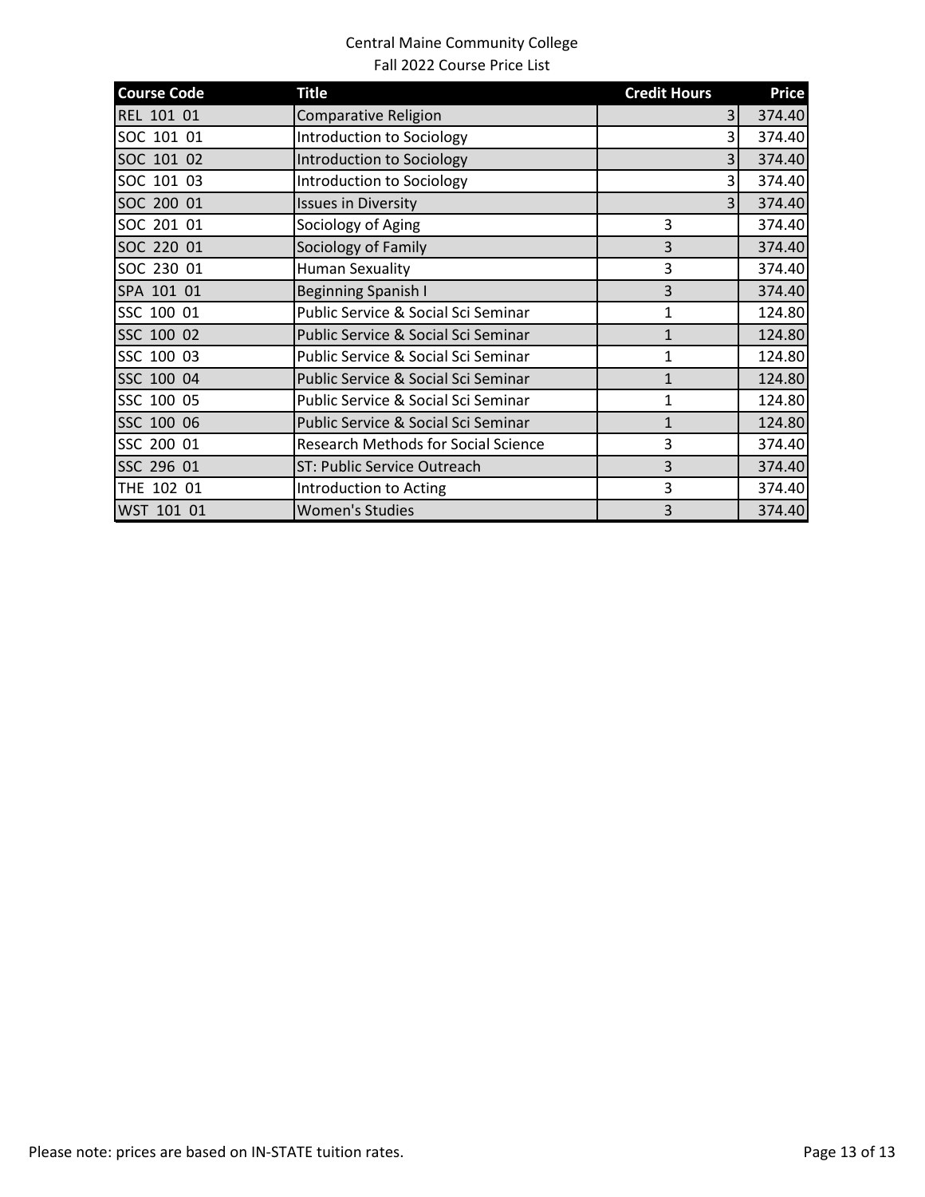Central Maine Community College
Fall 2022 Course Price List

| Course Code | Title | Credit Hours | Price |
|---|---|---|---|
| REL 101 01 | Comparative Religion | 3 | 374.40 |
| SOC 101 01 | Introduction to Sociology | 3 | 374.40 |
| SOC 101 02 | Introduction to Sociology | 3 | 374.40 |
| SOC 101 03 | Introduction to Sociology | 3 | 374.40 |
| SOC 200 01 | Issues in Diversity | 3 | 374.40 |
| SOC 201 01 | Sociology of Aging | 3 | 374.40 |
| SOC 220 01 | Sociology of Family | 3 | 374.40 |
| SOC 230 01 | Human Sexuality | 3 | 374.40 |
| SPA 101 01 | Beginning Spanish I | 3 | 374.40 |
| SSC 100 01 | Public Service & Social Sci Seminar | 1 | 124.80 |
| SSC 100 02 | Public Service & Social Sci Seminar | 1 | 124.80 |
| SSC 100 03 | Public Service & Social Sci Seminar | 1 | 124.80 |
| SSC 100 04 | Public Service & Social Sci Seminar | 1 | 124.80 |
| SSC 100 05 | Public Service & Social Sci Seminar | 1 | 124.80 |
| SSC 100 06 | Public Service & Social Sci Seminar | 1 | 124.80 |
| SSC 200 01 | Research Methods for Social Science | 3 | 374.40 |
| SSC 296 01 | ST: Public Service Outreach | 3 | 374.40 |
| THE 102 01 | Introduction to Acting | 3 | 374.40 |
| WST 101 01 | Women's Studies | 3 | 374.40 |

Please note: prices are based on IN-STATE tuition rates.